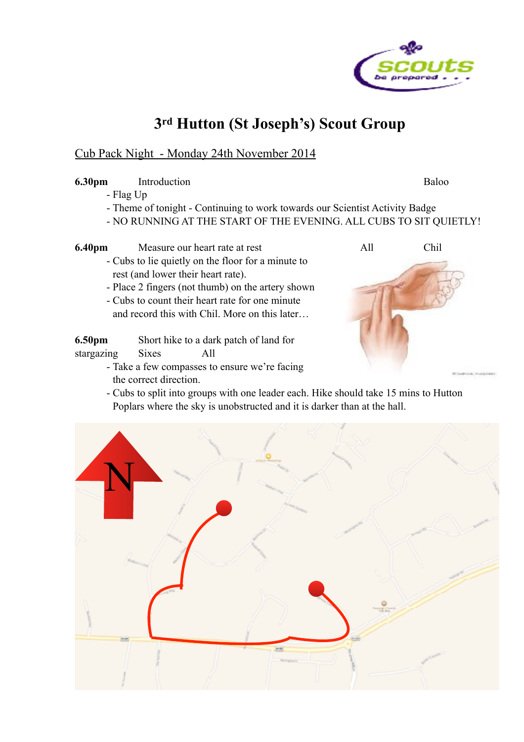# 3rd Hutton (St Joseph's) Scout Group

Cub Pack Night - Monday 24th November 2014

**6.30pm** Introduction — Baloo

- Flag Up
- Theme of tonight - Continuing to work towards our Scientist Activity Badge
- NO RUNNING AT THE START OF THE EVENING. ALL CUBS TO SIT QUIETLY!

**6.40pm** Measure our heart rate at rest — All — Chil

- Cubs to lie quietly on the floor for a minute to rest (and lower their heart rate).
- Place 2 fingers (not thumb) on the artery shown
- Cubs to count their heart rate for one minute and record this with Chil. More on this later…

**6.50pm** Short hike to a dark patch of land for stargazing — Sixes — All

- Take a few compasses to ensure we're facing the correct direction.
- Cubs to split into groups with one leader each. Hike should take 15 mins to Hutton Poplars where the sky is unobstructed and it is darker than at the hall.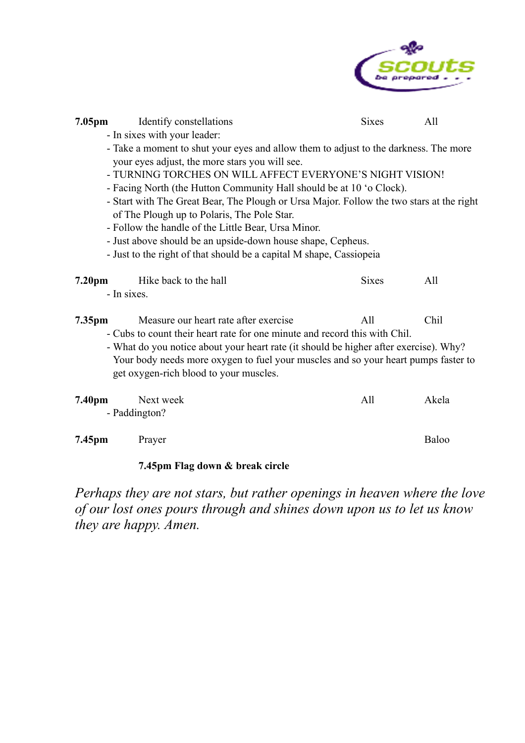| Time | Activity | Who | Leader |
|---|---|---|---|
| **7.05pm** | Identify constellations | Sixes | All |

- In sixes with your leader:
- Take a moment to shut your eyes and allow them to adjust to the darkness. The more your eyes adjust, the more stars you will see.
- TURNING TORCHES ON WILL AFFECT EVERYONE'S NIGHT VISION!
- Facing North (the Hutton Community Hall should be at 10 'o Clock).
- Start with The Great Bear, The Plough or Ursa Major. Follow the two stars at the right of The Plough up to Polaris, The Pole Star.
- Follow the handle of the Little Bear, Ursa Minor.
- Just above should be an upside-down house shape, Cepheus.
- Just to the right of that should be a capital M shape, Cassiopeia

| Time | Activity | Who | Leader |
|---|---|---|---|
| **7.20pm** | Hike back to the hall | Sixes | All |

- In sixes.

| Time | Activity | Who | Leader |
|---|---|---|---|
| **7.35pm** | Measure our heart rate after exercise | All | Chil |

- Cubs to count their heart rate for one minute and record this with Chil.
- What do you notice about your heart rate (it should be higher after exercise). Why? Your body needs more oxygen to fuel your muscles and so your heart pumps faster to get oxygen-rich blood to your muscles.

| Time | Activity | Who | Leader |
|---|---|---|---|
| **7.40pm** | Next week | All | Akela |

- Paddington?

| Time | Activity | Who | Leader |
|---|---|---|---|
| **7.45pm** | Prayer | | Baloo |

**7.45pm Flag down & break circle**

*Perhaps they are not stars, but rather openings in heaven where the love of our lost ones pours through and shines down upon us to let us know they are happy. Amen.*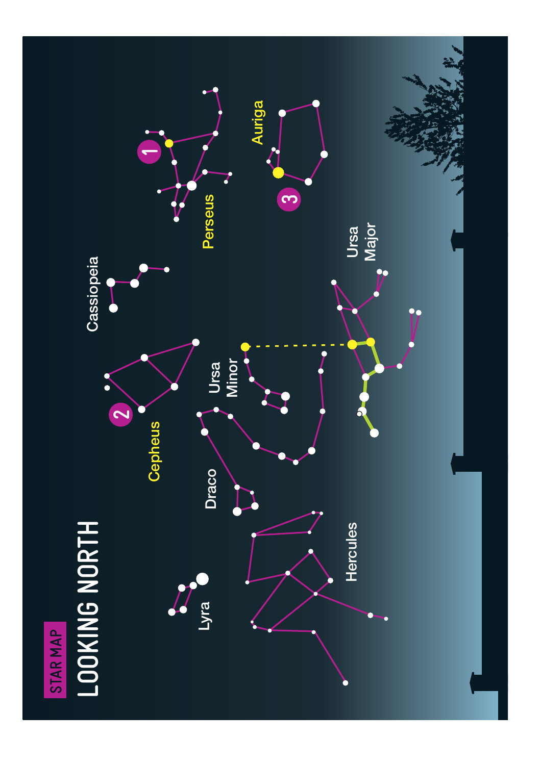STAR MAP

# LOOKING NORTH

Lyra

Hercules

Draco

Cepheus

2

Ursa Minor

Cassiopeia

Ursa Major

Perseus

1

Auriga

3